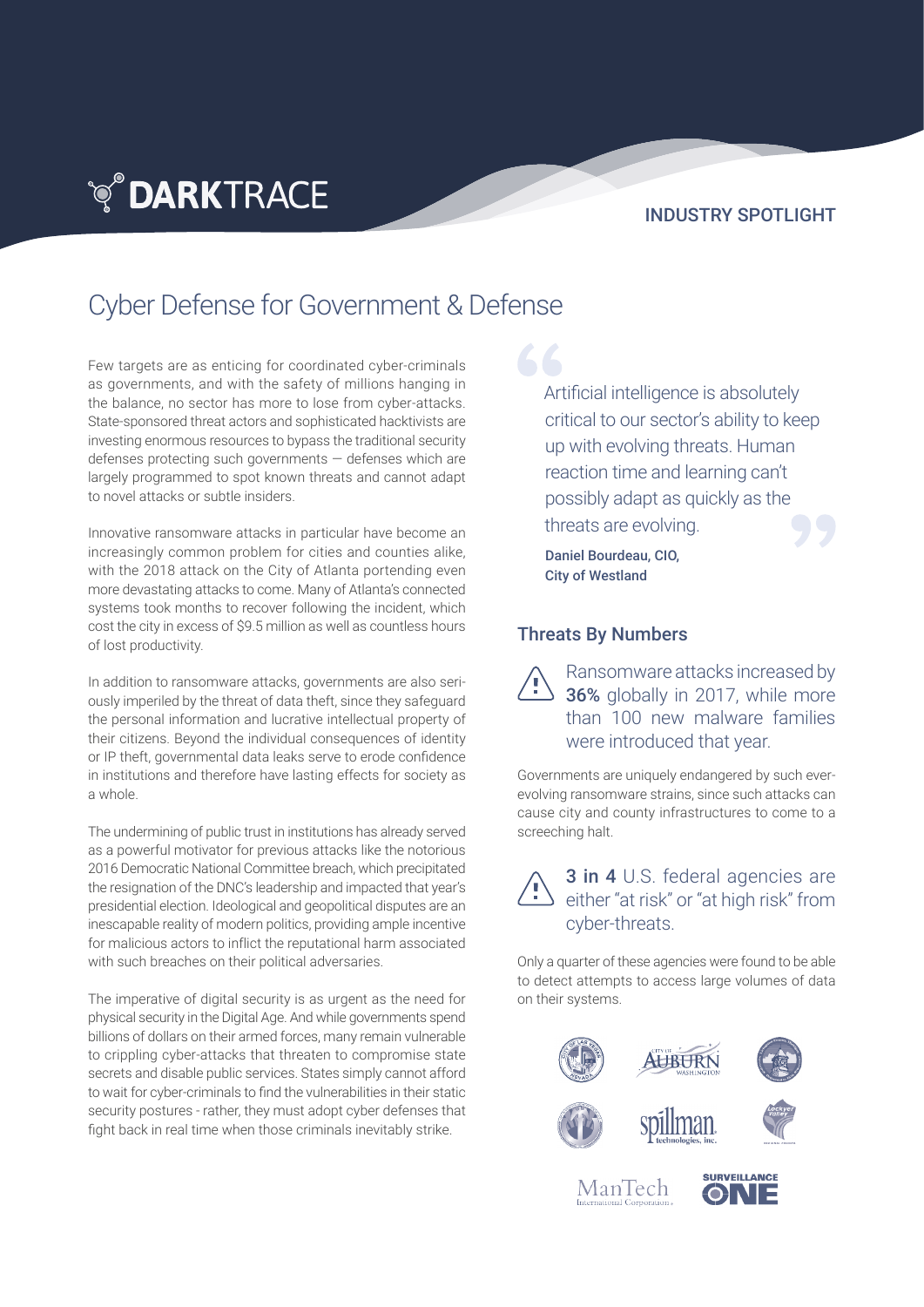DARKTRACE

INDUSTRY SPOTLIGHT

# Cyber Defense for Government & Defense

Few targets are as enticing for coordinated cyber-criminals as governments, and with the safety of millions hanging in the balance, no sector has more to lose from cyber-attacks. State-sponsored threat actors and sophisticated hacktivists are investing enormous resources to bypass the traditional security defenses protecting such governments — defenses which are largely programmed to spot known threats and cannot adapt to novel attacks or subtle insiders.

Innovative ransomware attacks in particular have become an increasingly common problem for cities and counties alike, with the 2018 attack on the City of Atlanta portending even more devastating attacks to come. Many of Atlanta's connected systems took months to recover following the incident, which cost the city in excess of $9.5 million as well as countless hours of lost productivity.

In addition to ransomware attacks, governments are also seriously imperiled by the threat of data theft, since they safeguard the personal information and lucrative intellectual property of their citizens. Beyond the individual consequences of identity or IP theft, governmental data leaks serve to erode confidence in institutions and therefore have lasting effects for society as a whole.

The undermining of public trust in institutions has already served as a powerful motivator for previous attacks like the notorious 2016 Democratic National Committee breach, which precipitated the resignation of the DNC's leadership and impacted that year's presidential election. Ideological and geopolitical disputes are an inescapable reality of modern politics, providing ample incentive for malicious actors to inflict the reputational harm associated with such breaches on their political adversaries.

The imperative of digital security is as urgent as the need for physical security in the Digital Age. And while governments spend billions of dollars on their armed forces, many remain vulnerable to crippling cyber-attacks that threaten to compromise state secrets and disable public services. States simply cannot afford to wait for cyber-criminals to find the vulnerabilities in their static security postures - rather, they must adopt cyber defenses that fight back in real time when those criminals inevitably strike.

> Artificial intelligence is absolutely critical to our sector's ability to keep up with evolving threats. Human reaction time and learning can't possibly adapt as quickly as the threats are evolving.
>
> **Daniel Bourdeau, CIO, City of Westland**

## Threats By Numbers

Ransomware attacks increased by **36%** globally in 2017, while more than 100 new malware families were introduced that year.

Governments are uniquely endangered by such ever-evolving ransomware strains, since such attacks can cause city and county infrastructures to come to a screeching halt.

**3 in 4** U.S. federal agencies are either "at risk" or "at high risk" from cyber-threats.

Only a quarter of these agencies were found to be able to detect attempts to access large volumes of data on their systems.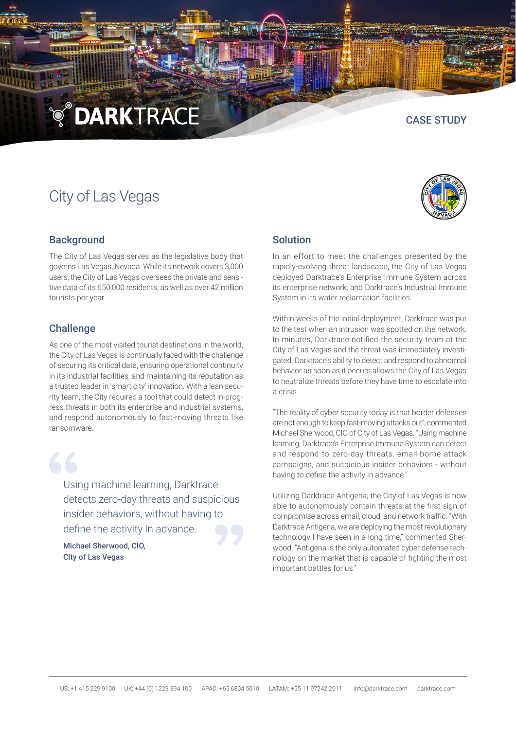DARKTRACE

CASE STUDY

# City of Las Vegas

## Background

The City of Las Vegas serves as the legislative body that governs Las Vegas, Nevada. While its network covers 3,000 users, the City of Las Vegas oversees the private and sensitive data of its 650,000 residents, as well as over 42 million tourists per year.

## Challenge

As one of the most visited tourist destinations in the world, the City of Las Vegas is continually faced with the challenge of securing its critical data, ensuring operational continuity in its industrial facilities, and maintaining its reputation as a trusted leader in 'smart city' innovation. With a lean security team, the City required a tool that could detect in-progress threats in both its enterprise and industrial systems, and respond autonomously to fast-moving threats like ransomware.

> Using machine learning, Darktrace detects zero-day threats and suspicious insider behaviors, without having to define the activity in advance.
>
> **Michael Sherwood, CIO, City of Las Vegas**

## Solution

In an effort to meet the challenges presented by the rapidly-evolving threat landscape, the City of Las Vegas deployed Darktrace's Enterprise Immune System across its enterprise network, and Darktrace's Industrial Immune System in its water reclamation facilities.

Within weeks of the initial deployment, Darktrace was put to the test when an intrusion was spotted on the network. In minutes, Darktrace notified the security team at the City of Las Vegas and the threat was immediately investigated. Darktrace's ability to detect and respond to abnormal behavior as soon as it occurs allows the City of Las Vegas to neutralize threats before they have time to escalate into a crisis.

"The reality of cyber security today is that border defenses are not enough to keep fast-moving attacks out", commented Michael Sherwood, CIO of City of Las Vegas. "Using machine learning, Darktrace's Enterprise Immune System can detect and respond to zero-day threats, email-borne attack campaigns, and suspicious insider behaviors - without having to define the activity in advance."

Utilizing Darktrace Antigena, the City of Las Vegas is now able to autonomously contain threats at the first sign of compromise across email, cloud, and network traffic. "With Darktrace Antigena, we are deploying the most revolutionary technology I have seen in a long time," commented Sherwood. "Antigena is the only automated cyber defense technology on the market that is capable of fighting the most important battles for us."

US: +1 415 229 9100 UK: +44 (0) 1223 394 100 APAC: +65 6804 5010 LATAM: +55 11 97242 2011 info@darktrace.com darktrace.com